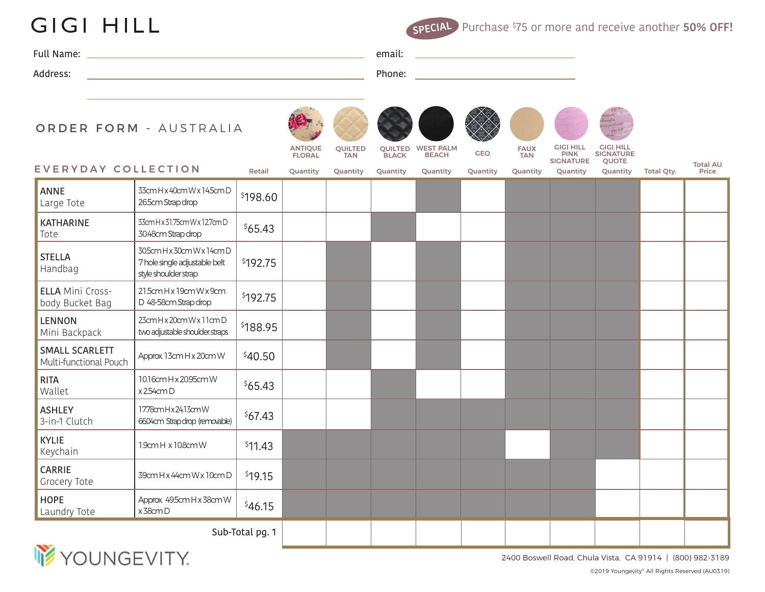# GIGI HILL

**SPECIAL** Purchase $75 or more and receive another **50% OFF!**

Full Name: ____________________ email: ____________________

Address: ____________________ Phone: ____________________

## ORDER FORM - AUSTRALIA

### EVERYDAY COLLECTION

| Item | Dimensions | Retail | ANTIQUE FLORAL Quantity | QUILTED TAN Quantity | QUILTED BLACK Quantity | WEST PALM BEACH Quantity | GEO Quantity | FAUX TAN Quantity | GIGI HILL PINK SIGNATURE Quantity | GIGI HILL SIGNATURE QUOTE Quantity | Total Qty. | Total AU Price |
|---|---|---|---|---|---|---|---|---|---|---|---|---|
| **ANNE** Large Tote | 33cm H x 40cm W x 14.5cm D 26.5cm Strap drop | $198.60 | | | | | | | | | | |
| **KATHARINE** Tote | 33cm H x 31.75cm W x 12.7cm D 30.48cm Strap drop | $65.43 | | | | | | | | | | |
| **STELLA** Handbag | 30.5cm H x 30cm W x 14cm D 7 hole single adjustable belt style shoulder strap | $192.75 | | | | | | | | | | |
| **ELLA** Mini Cross-body Bucket Bag | 21.5cm H x 19cm W x 9cm D 48-58cm Strap drop | $192.75 | | | | | | | | | | |
| **LENNON** Mini Backpack | 23cm H x 20cm W x 11cm D two adjustable shoulder straps | $188.95 | | | | | | | | | | |
| **SMALL SCARLETT** Multi-functional Pouch | Approx. 13cm H x 20cm W | $40.50 | | | | | | | | | | |
| **RITA** Wallet | 10.16cm H x 20.95cm W x 2.54cm D | $65.43 | | | | | | | | | | |
| **ASHLEY** 3-in-1 Clutch | 17.78cm H x 24.13cm W 66.04cm Strap drop (removable) | $67.43 | | | | | | | | | | |
| **KYLIE** Keychain | 1.9cm H x 10.8cm W | $11.43 | | | | | | | | | | |
| **CARRIE** Grocery Tote | 39cm H x 44cm W x 10cm D | $19.15 | | | | | | | | | | |
| **HOPE** Laundry Tote | Approx. 49.5cm H x 38cm W x 38cm D | $46.15 | | | | | | | | | | |
| | | Sub-Total pg. 1 | | | | | | | | | | |

YOUNGEVITY

2400 Boswell Road, Chula Vista, CA 91914 | (800) 982-3189

©2019 Youngevity® All Rights Reserved (AU0319)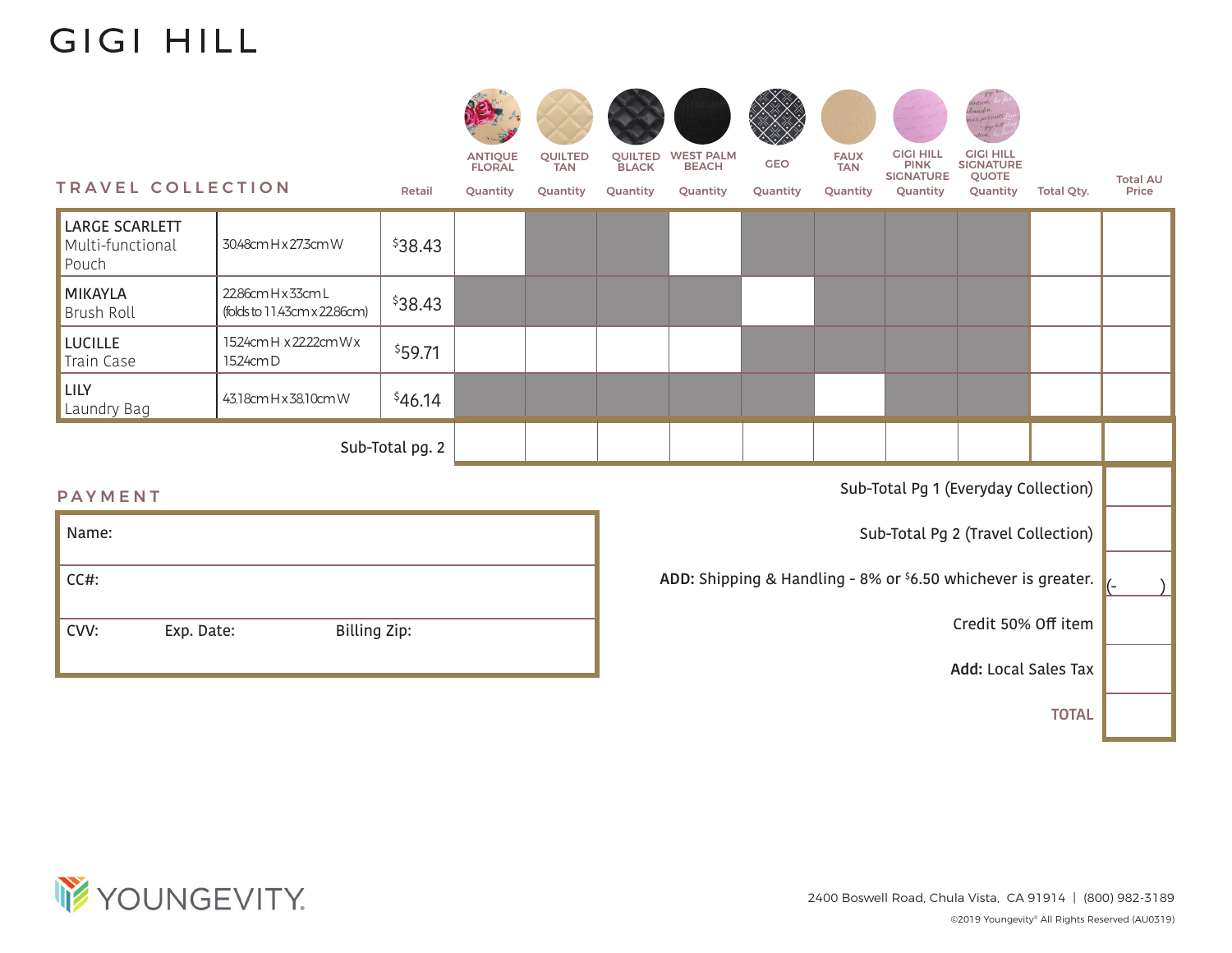# GIGI HILL

## TRAVEL COLLECTION

| | | Retail | ANTIQUE FLORAL Quantity | QUILTED TAN Quantity | QUILTED BLACK Quantity | WEST PALM BEACH Quantity | GEO Quantity | FAUX TAN Quantity | GIGI HILL PINK SIGNATURE Quantity | GIGI HILL SIGNATURE QUOTE Quantity | Total Qty. | Total AU Price |
|---|---|---|---|---|---|---|---|---|---|---|---|---|
| **LARGE SCARLETT** Multi-functional Pouch | 30.48cm H x 27.3cm W | $38.43 | | | | | | | | | | |
| **MIKAYLA** Brush Roll | 22.86cm H x 33cm L (folds to 11.43cm x 22.86cm) | $38.43 | | | | | | | | | | |
| **LUCILLE** Train Case | 15.24cm H x 22.22cm W x 15.24cm D | $59.71 | | | | | | | | | | |
| **LILY** Laundry Bag | 43.18cm H x 38.10cm W | $46.14 | | | | | | | | | | |
| | Sub-Total pg. 2 | | | | | | | | | | | |

## PAYMENT

| | | |
|---|---|---|
| Name: | | |
| CC#: | | |
| CVV: | Exp. Date: | Billing Zip: |

| | |
|---|---|
| Sub-Total Pg 1 (Everyday Collection) | |
| Sub-Total Pg 2 (Travel Collection) | |
| **ADD:** Shipping & Handling - 8% or $6.50 whichever is greater. | (- ) |
| Credit 50% Off item | |
| **Add:** Local Sales Tax | |
| **TOTAL** | |

YOUNGEVITY.

2400 Boswell Road, Chula Vista, CA 91914 | (800) 982-3189

©2019 Youngevity® All Rights Reserved (AU0319)